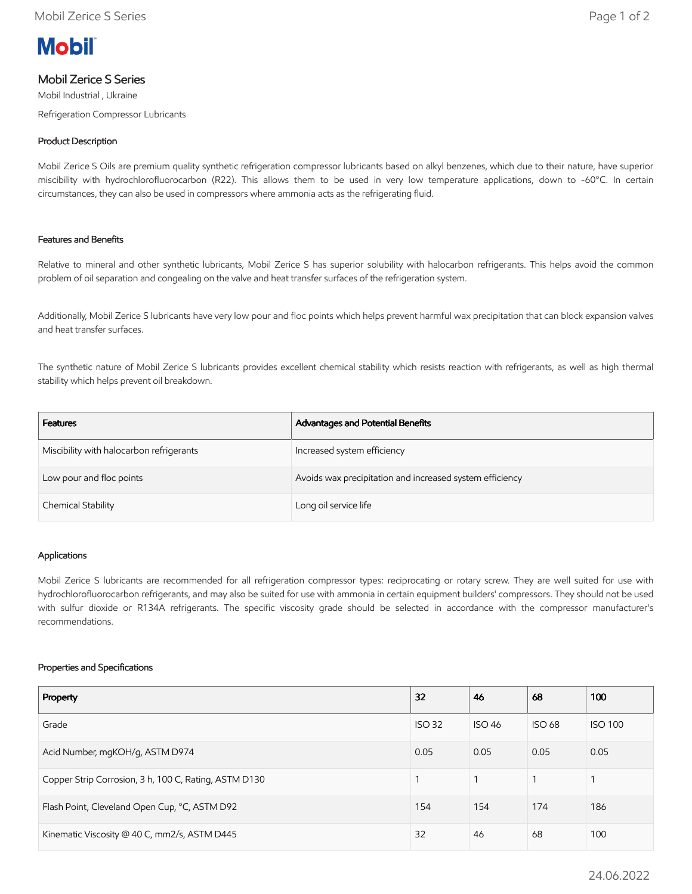Mobil

# Mobil Zerice S Series

Mobil Industrial , Ukraine

Refrigeration Compressor Lubricants

## Product Description

Mobil Zerice S Oils are premium quality synthetic refrigeration compressor lubricants based on alkyl benzenes, which due to their nature, have superior miscibility with hydrochlorofluorocarbon (R22). This allows them to be used in very low temperature applications, down to -60°C. In certain circumstances, they can also be used in compressors where ammonia acts as the refrigerating fluid.

## Features and Benefits

Relative to mineral and other synthetic lubricants, Mobil Zerice S has superior solubility with halocarbon refrigerants. This helps avoid the common problem of oil separation and congealing on the valve and heat transfer surfaces of the refrigeration system.

Additionally, Mobil Zerice S lubricants have very low pour and floc points which helps prevent harmful wax precipitation that can block expansion valves and heat transfer surfaces.

The synthetic nature of Mobil Zerice S lubricants provides excellent chemical stability which resists reaction with refrigerants, as well as high thermal stability which helps prevent oil breakdown.

| Features | Advantages and Potential Benefits |
|---|---|
| Miscibility with halocarbon refrigerants | Increased system efficiency |
| Low pour and floc points | Avoids wax precipitation and increased system efficiency |
| Chemical Stability | Long oil service life |

## Applications

Mobil Zerice S lubricants are recommended for all refrigeration compressor types: reciprocating or rotary screw. They are well suited for use with hydrochlorofluorocarbon refrigerants, and may also be suited for use with ammonia in certain equipment builders' compressors. They should not be used with sulfur dioxide or R134A refrigerants. The specific viscosity grade should be selected in accordance with the compressor manufacturer's recommendations.

## Properties and Specifications

| Property | 32 | 46 | 68 | 100 |
|---|---|---|---|---|
| Grade | ISO 32 | ISO 46 | ISO 68 | ISO 100 |
| Acid Number, mgKOH/g, ASTM D974 | 0.05 | 0.05 | 0.05 | 0.05 |
| Copper Strip Corrosion, 3 h, 100 C, Rating, ASTM D130 | 1 | 1 | 1 | 1 |
| Flash Point, Cleveland Open Cup, °C, ASTM D92 | 154 | 154 | 174 | 186 |
| Kinematic Viscosity @ 40 C, mm2/s, ASTM D445 | 32 | 46 | 68 | 100 |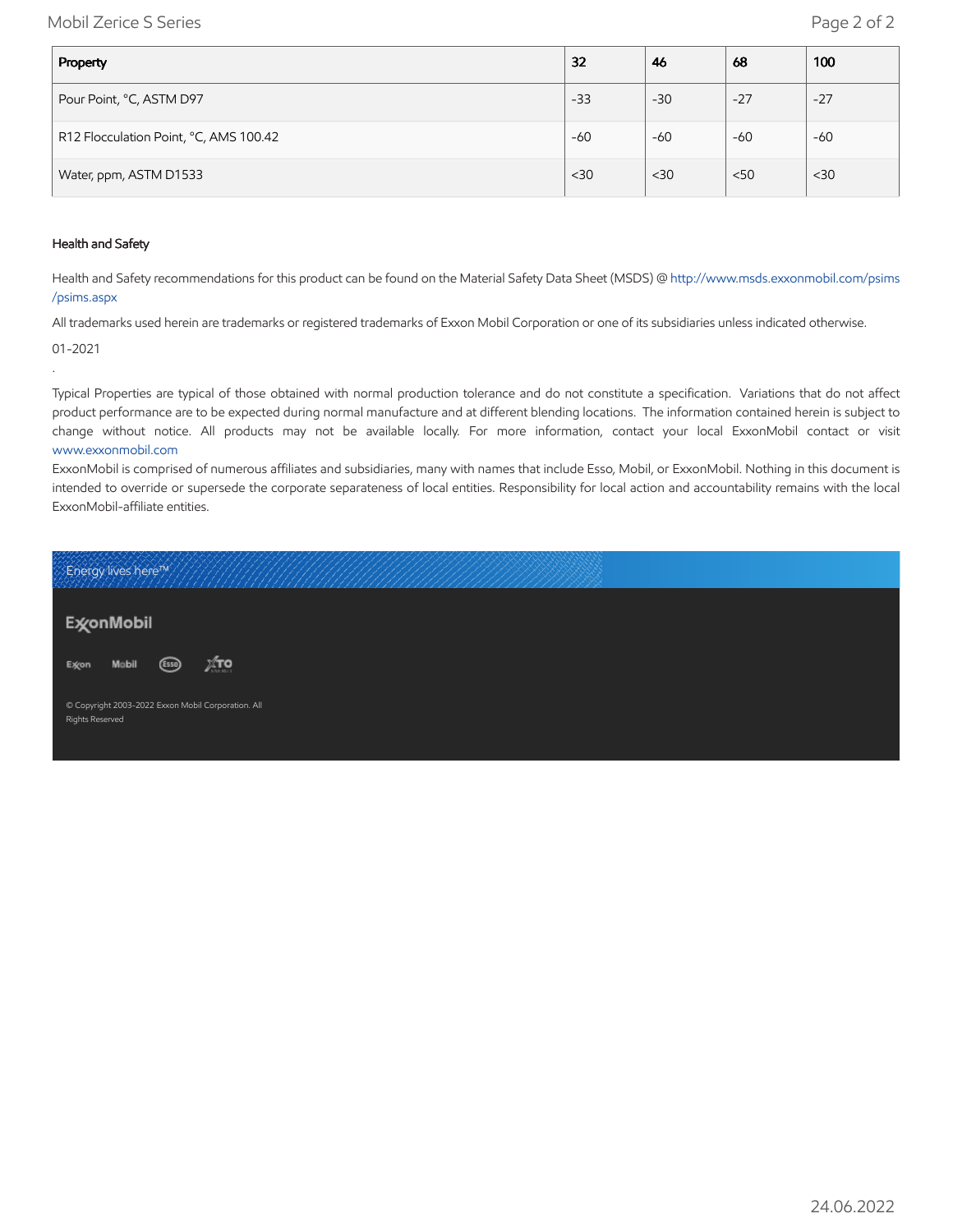| Property | 32 | 46 | 68 | 100 |
|---|---|---|---|---|
| Pour Point, °C, ASTM D97 | -33 | -30 | -27 | -27 |
| R12 Flocculation Point, °C, AMS 100.42 | -60 | -60 | -60 | -60 |
| Water, ppm, ASTM D1533 | <30 | <30 | <50 | <30 |

### Health and Safety

Health and Safety recommendations for this product can be found on the Material Safety Data Sheet (MSDS) @ http://www.msds.exxonmobil.com/psims/psims.aspx

All trademarks used herein are trademarks or registered trademarks of Exxon Mobil Corporation or one of its subsidiaries unless indicated otherwise.

01-2021

.

Typical Properties are typical of those obtained with normal production tolerance and do not constitute a specification. Variations that do not affect product performance are to be expected during normal manufacture and at different blending locations. The information contained herein is subject to change without notice. All products may not be available locally. For more information, contact your local ExxonMobil contact or visit www.exxonmobil.com

ExxonMobil is comprised of numerous affiliates and subsidiaries, many with names that include Esso, Mobil, or ExxonMobil. Nothing in this document is intended to override or supersede the corporate separateness of local entities. Responsibility for local action and accountability remains with the local ExxonMobil-affiliate entities.

Energy lives here™

ExxonMobil

Exxon Mobil Esso XTO

© Copyright 2003-2022 Exxon Mobil Corporation. All Rights Reserved

24.06.2022